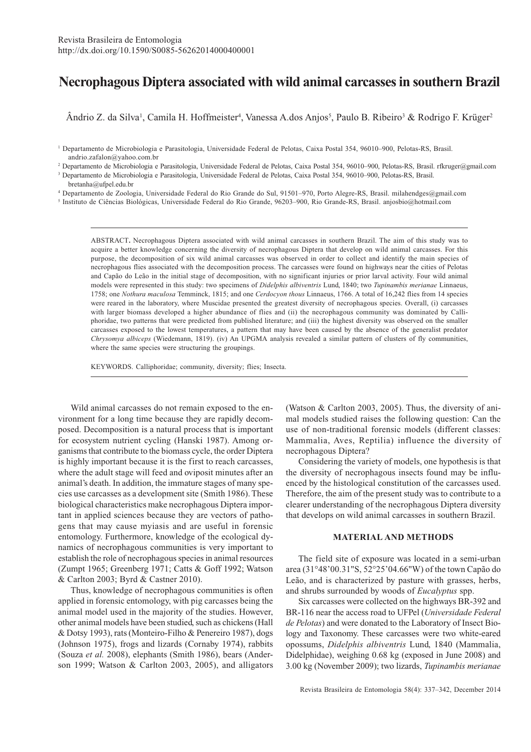Revista Brasileira de Entomologia
http://dx.doi.org/10.1590/S0085-56262014000400001

# Necrophagous Diptera associated with wild animal carcasses in southern Brazil

Ândrio Z. da Silva[1], Camila H. Hoffmeister[4], Vanessa A.dos Anjos[5], Paulo B. Ribeiro[3] & Rodrigo F. Krüger[2]

[1] Departamento de Microbiologia e Parasitologia, Universidade Federal de Pelotas, Caixa Postal 354, 96010–900, Pelotas-RS, Brasil. andrio.zafalon@yahoo.com.br
[2] Departamento de Microbiologia e Parasitologia, Universidade Federal de Pelotas, Caixa Postal 354, 96010–900, Pelotas-RS, Brasil. rfkruger@gmail.com
[3] Departamento de Microbiologia e Parasitologia, Universidade Federal de Pelotas, Caixa Postal 354, 96010–900, Pelotas-RS, Brasil. bretanha@ufpel.edu.br
[4] Departamento de Zoologia, Universidade Federal do Rio Grande do Sul, 91501–970, Porto Alegre-RS, Brasil. milahendges@gmail.com
[5] Instituto de Ciências Biológicas, Universidade Federal do Rio Grande, 96203–900, Rio Grande-RS, Brasil. anjosbio@hotmail.com

ABSTRACT. Necrophagous Diptera associated with wild animal carcasses in southern Brazil. The aim of this study was to acquire a better knowledge concerning the diversity of necrophagous Diptera that develop on wild animal carcasses. For this purpose, the decomposition of six wild animal carcasses was observed in order to collect and identify the main species of necrophagous flies associated with the decomposition process. The carcasses were found on highways near the cities of Pelotas and Capão do Leão in the initial stage of decomposition, with no significant injuries or prior larval activity. Four wild animal models were represented in this study: two specimens of *Didelphis albiventris* Lund, 1840; two *Tupinambis merianae* Linnaeus, 1758; one *Nothura maculosa* Temminck, 1815; and one *Cerdocyon thous* Linnaeus, 1766. A total of 16,242 flies from 14 species were reared in the laboratory, where Muscidae presented the greatest diversity of necrophagous species. Overall, (i) carcasses with larger biomass developed a higher abundance of flies and (ii) the necrophagous community was dominated by Calliphoridae, two patterns that were predicted from published literature; and (iii) the highest diversity was observed on the smaller carcasses exposed to the lowest temperatures, a pattern that may have been caused by the absence of the generalist predator *Chrysomya albiceps* (Wiedemann, 1819). (iv) An UPGMA analysis revealed a similar pattern of clusters of fly communities, where the same species were structuring the groupings.

KEYWORDS. Calliphoridae; community, diversity; flies; Insecta.

Wild animal carcasses do not remain exposed to the environment for a long time because they are rapidly decomposed. Decomposition is a natural process that is important for ecosystem nutrient cycling (Hanski 1987). Among organisms that contribute to the biomass cycle, the order Diptera is highly important because it is the first to reach carcasses, where the adult stage will feed and oviposit minutes after an animal's death. In addition, the immature stages of many species use carcasses as a development site (Smith 1986). These biological characteristics make necrophagous Diptera important in applied sciences because they are vectors of pathogens that may cause myiasis and are useful in forensic entomology. Furthermore, knowledge of the ecological dynamics of necrophagous communities is very important to establish the role of necrophagous species in animal resources (Zumpt 1965; Greenberg 1971; Catts & Goff 1992; Watson & Carlton 2003; Byrd & Castner 2010).

Thus, knowledge of necrophagous communities is often applied in forensic entomology, with pig carcasses being the animal model used in the majority of the studies. However, other animal models have been studied, such as chickens (Hall & Dotsy 1993), rats (Monteiro-Filho & Penereiro 1987), dogs (Johnson 1975), frogs and lizards (Cornaby 1974), rabbits (Souza *et al.* 2008), elephants (Smith 1986), bears (Anderson 1999; Watson & Carlton 2003, 2005), and alligators (Watson & Carlton 2003, 2005). Thus, the diversity of animal models studied raises the following question: Can the use of non-traditional forensic models (different classes: Mammalia, Aves, Reptilia) influence the diversity of necrophagous Diptera?

Considering the variety of models, one hypothesis is that the diversity of necrophagous insects found may be influenced by the histological constitution of the carcasses used. Therefore, the aim of the present study was to contribute to a clearer understanding of the necrophagous Diptera diversity that develops on wild animal carcasses in southern Brazil.

## MATERIAL AND METHODS

The field site of exposure was located in a semi-urban area (31°48'00.31"S, 52°25'04.66"W) of the town Capão do Leão, and is characterized by pasture with grasses, herbs, and shrubs surrounded by woods of *Eucalyptus* spp.

Six carcasses were collected on the highways BR-392 and BR-116 near the access road to UFPel (*Universidade Federal de Pelotas*) and were donated to the Laboratory of Insect Biology and Taxonomy. These carcasses were two white-eared opossums, *Didelphis albiventris* Lund, 1840 (Mammalia, Didelphidae), weighing 0.68 kg (exposed in June 2008) and 3.00 kg (November 2009); two lizards, *Tupinambis merianae*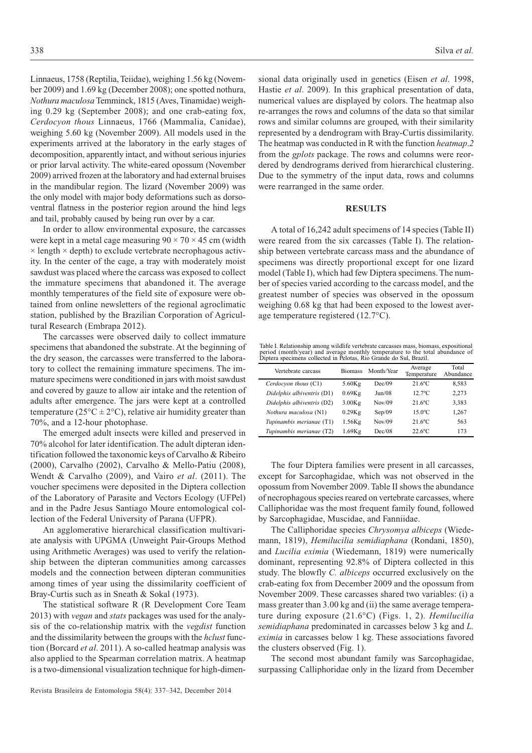Linnaeus, 1758 (Reptilia, Teiidae), weighing 1.56 kg (November 2009) and 1.69 kg (December 2008); one spotted nothura, *Nothura maculosa* Temminck, 1815 (Aves, Tinamidae) weighing 0.29 kg (September 2008); and one crab-eating fox, *Cerdocyon thous* Linnaeus, 1766 (Mammalia, Canidae), weighing 5.60 kg (November 2009). All models used in the experiments arrived at the laboratory in the early stages of decomposition, apparently intact, and without serious injuries or prior larval activity. The white-eared opossum (November 2009) arrived frozen at the laboratory and had external bruises in the mandibular region. The lizard (November 2009) was the only model with major body deformations such as dorsoventral flatness in the posterior region around the hind legs and tail, probably caused by being run over by a car.

In order to allow environmental exposure, the carcasses were kept in a metal cage measuring 90 × 70 × 45 cm (width × length × depth) to exclude vertebrate necrophagous activity. In the center of the cage, a tray with moderately moist sawdust was placed where the carcass was exposed to collect the immature specimens that abandoned it. The average monthly temperatures of the field site of exposure were obtained from online newsletters of the regional agroclimatic station, published by the Brazilian Corporation of Agricultural Research (Embrapa 2012).

The carcasses were observed daily to collect immature specimens that abandoned the substrate. At the beginning of the dry season, the carcasses were transferred to the laboratory to collect the remaining immature specimens. The immature specimens were conditioned in jars with moist sawdust and covered by gauze to allow air intake and the retention of adults after emergence. The jars were kept at a controlled temperature (25°C ± 2°C), relative air humidity greater than 70%, and a 12-hour photophase.

The emerged adult insects were killed and preserved in 70% alcohol for later identification. The adult dipteran identification followed the taxonomic keys of Carvalho & Ribeiro (2000), Carvalho (2002), Carvalho & Mello-Patiu (2008), Wendt & Carvalho (2009), and Vairo *et al*. (2011). The voucher specimens were deposited in the Diptera collection of the Laboratory of Parasite and Vectors Ecology (UFPel) and in the Padre Jesus Santiago Moure entomological collection of the Federal University of Parana (UFPR).

An agglomerative hierarchical classification multivariate analysis with UPGMA (Unweight Pair-Groups Method using Arithmetic Averages) was used to verify the relationship between the dipteran communities among carcasses models and the connection between dipteran communities among times of year using the dissimilarity coefficient of Bray-Curtis such as in Sneath & Sokal (1973).

The statistical software R (R Development Core Team 2013) with *vegan* and *stats* packages was used for the analysis of the co-relationship matrix with the *vegdist* function and the dissimilarity between the groups with the *hclust* function (Borcard *et al*. 2011). A so-called heatmap analysis was also applied to the Spearman correlation matrix. A heatmap is a two-dimensional visualization technique for high-dimensional data originally used in genetics (Eisen *et al*. 1998, Hastie *et al*. 2009). In this graphical presentation of data, numerical values are displayed by colors. The heatmap also re-arranges the rows and columns of the data so that similar rows and similar columns are grouped, with their similarity represented by a dendrogram with Bray-Curtis dissimilarity. The heatmap was conducted in R with the function *heatmap.2* from the *gplots* package. The rows and columns were reordered by dendrograms derived from hierarchical clustering. Due to the symmetry of the input data, rows and columns were rearranged in the same order.

## RESULTS

A total of 16,242 adult specimens of 14 species (Table II) were reared from the six carcasses (Table I). The relationship between vertebrate carcass mass and the abundance of specimens was directly proportional except for one lizard model (Table I), which had few Diptera specimens. The number of species varied according to the carcass model, and the greatest number of species was observed in the opossum weighing 0.68 kg that had been exposed to the lowest average temperature registered (12.7°C).

Table I. Relationship among wildlife vertebrate carcasses mass, biomass, expositional period (month/year) and average monthly temperature to the total abundance of Diptera specimens collected in Pelotas, Rio Grande do Sul, Brazil.

| Vertebrate carcass | Biomass | Month/Year | Average Temperature | Total Abundance |
|---|---|---|---|---|
| *Cerdocyon thous* (C1) | 5.60Kg | Dec/09 | 21.6ºC | 8,583 |
| *Didelphis albiventris* (D1) | 0.69Kg | Jun/08 | 12.7ºC | 2,273 |
| *Didelphis albiventris* (D2) | 3.00Kg | Nov/09 | 21.6ºC | 3,383 |
| *Nothura maculosa* (N1) | 0.29Kg | Sep/09 | 15.0ºC | 1,267 |
| *Tupinambis merianae* (T1) | 1.56Kg | Nov/09 | 21.6ºC | 563 |
| *Tupinambis merianae* (T2) | 1.69Kg | Dec/08 | 22.6ºC | 173 |

The four Diptera families were present in all carcasses, except for Sarcophagidae, which was not observed in the opossum from November 2009. Table II shows the abundance of necrophagous species reared on vertebrate carcasses, where Calliphoridae was the most frequent family found, followed by Sarcophagidae, Muscidae, and Fanniidae.

The Calliphoridae species *Chrysomya albiceps* (Wiedemann, 1819), *Hemilucilia semidiaphana* (Rondani, 1850), and *Lucilia eximia* (Wiedemann, 1819) were numerically dominant, representing 92.8% of Diptera collected in this study. The blowfly *C. albiceps* occurred exclusively on the crab-eating fox from December 2009 and the opossum from November 2009. These carcasses shared two variables: (i) a mass greater than 3.00 kg and (ii) the same average temperature during exposure (21.6°C) (Figs. 1, 2). *Hemilucilia semidiaphana* predominated in carcasses below 3 kg and *L. eximia* in carcasses below 1 kg. These associations favored the clusters observed (Fig. 1).

The second most abundant family was Sarcophagidae, surpassing Calliphoridae only in the lizard from December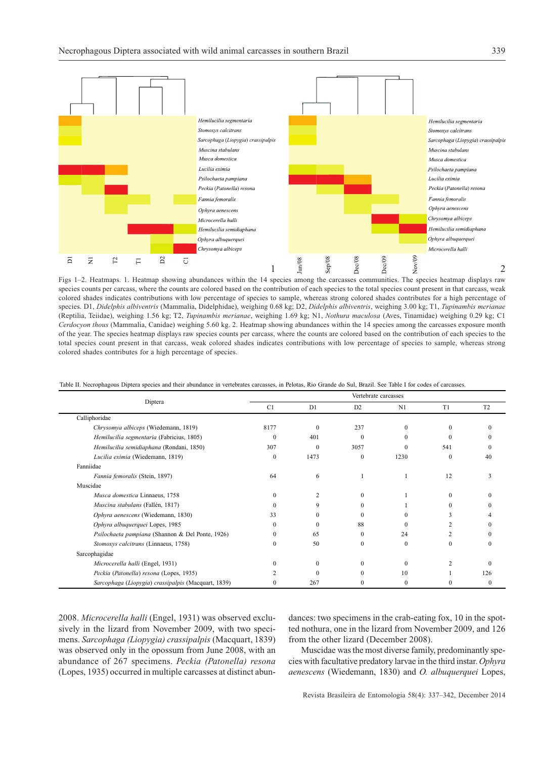Figs 1–2. Heatmaps. 1. Heatmap showing abundances within the 14 species among the carcasses communities. The species heatmap displays raw species counts per carcass, where the counts are colored based on the contribution of each species to the total species count present in that carcass, weak colored shades indicates contributions with low percentage of species to sample, whereas strong colored shades contributes for a high percentage of species. D1, *Didelphis albiventris* (Mammalia, Didelphidae), weighing 0.68 kg; D2, *Didelphis albiventris*, weighing 3.00 kg; T1, *Tupinambis merianae* (Reptilia, Teiidae), weighing 1.56 kg; T2, *Tupinambis merianae*, weighing 1.69 kg; N1, *Nothura maculosa* (Aves, Tinamidae) weighing 0.29 kg; C1 *Cerdocyon thous* (Mammalia, Canidae) weighing 5.60 kg. 2. Heatmap showing abundances within the 14 species among the carcasses exposure month of the year. The species heatmap displays raw species counts per carcass, where the counts are colored based on the contribution of each species to the total species count present in that carcass, weak colored shades indicates contributions with low percentage of species to sample, whereas strong colored shades contributes for a high percentage of species.

Table II. Necrophagous Diptera species and their abundance in vertebrates carcasses, in Pelotas, Rio Grande do Sul, Brazil. See Table I for codes of carcasses.

| Diptera | Vertebrate carcasses | | | | | |
|---|---|---|---|---|---|---|
| | C1 | D1 | D2 | N1 | T1 | T2 |
| Calliphoridae | | | | | | |
| *Chrysomya albiceps* (Wiedemann, 1819) | 8177 | 0 | 237 | 0 | 0 | 0 |
| *Hemilucilia segmentaria* (Fabricius, 1805) | 0 | 401 | 0 | 0 | 0 | 0 |
| *Hemilucilia semidiaphana* (Rondani, 1850) | 307 | 0 | 3057 | 0 | 541 | 0 |
| *Lucilia eximia* (Wiedemann, 1819) | 0 | 1473 | 0 | 1230 | 0 | 40 |
| Fanniidae | | | | | | |
| *Fannia femoralis* (Stein, 1897) | 64 | 6 | 1 | 1 | 12 | 3 |
| Muscidae | | | | | | |
| *Musca domestica* Linnaeus, 1758 | 0 | 2 | 0 | 1 | 0 | 0 |
| *Muscina stabulans* (Fallén, 1817) | 0 | 9 | 0 | 1 | 0 | 0 |
| *Ophyra aenescens* (Wiedemann, 1830) | 33 | 0 | 0 | 0 | 3 | 4 |
| *Ophyra albuquerquei* Lopes, 1985 | 0 | 0 | 88 | 0 | 2 | 0 |
| *Psilochaeta pampiana* (Shannon & Del Ponte, 1926) | 0 | 65 | 0 | 24 | 2 | 0 |
| *Stomoxys calcitrans* (Linnaeus, 1758) | 0 | 50 | 0 | 0 | 0 | 0 |
| Sarcophagidae | | | | | | |
| *Microcerella halli* (Engel, 1931) | 0 | 0 | 0 | 0 | 2 | 0 |
| *Peckia (Patonella) resona* (Lopes, 1935) | 2 | 0 | 0 | 10 | 1 | 126 |
| *Sarcophaga (Liopygia) crassipalpis* (Macquart, 1839) | 0 | 267 | 0 | 0 | 0 | 0 |

2008. *Microcerella halli* (Engel, 1931) was observed exclusively in the lizard from November 2009, with two specimens. *Sarcophaga (Liopygia) crassipalpis* (Macquart, 1839) was observed only in the opossum from June 2008, with an abundance of 267 specimens. *Peckia (Patonella) resona* (Lopes, 1935) occurred in multiple carcasses at distinct abundances: two specimens in the crab-eating fox, 10 in the spotted nothura, one in the lizard from November 2009, and 126 from the other lizard (December 2008).

Muscidae was the most diverse family, predominantly species with facultative predatory larvae in the third instar. *Ophyra aenescens* (Wiedemann, 1830) and *O. albuquerquei* Lopes,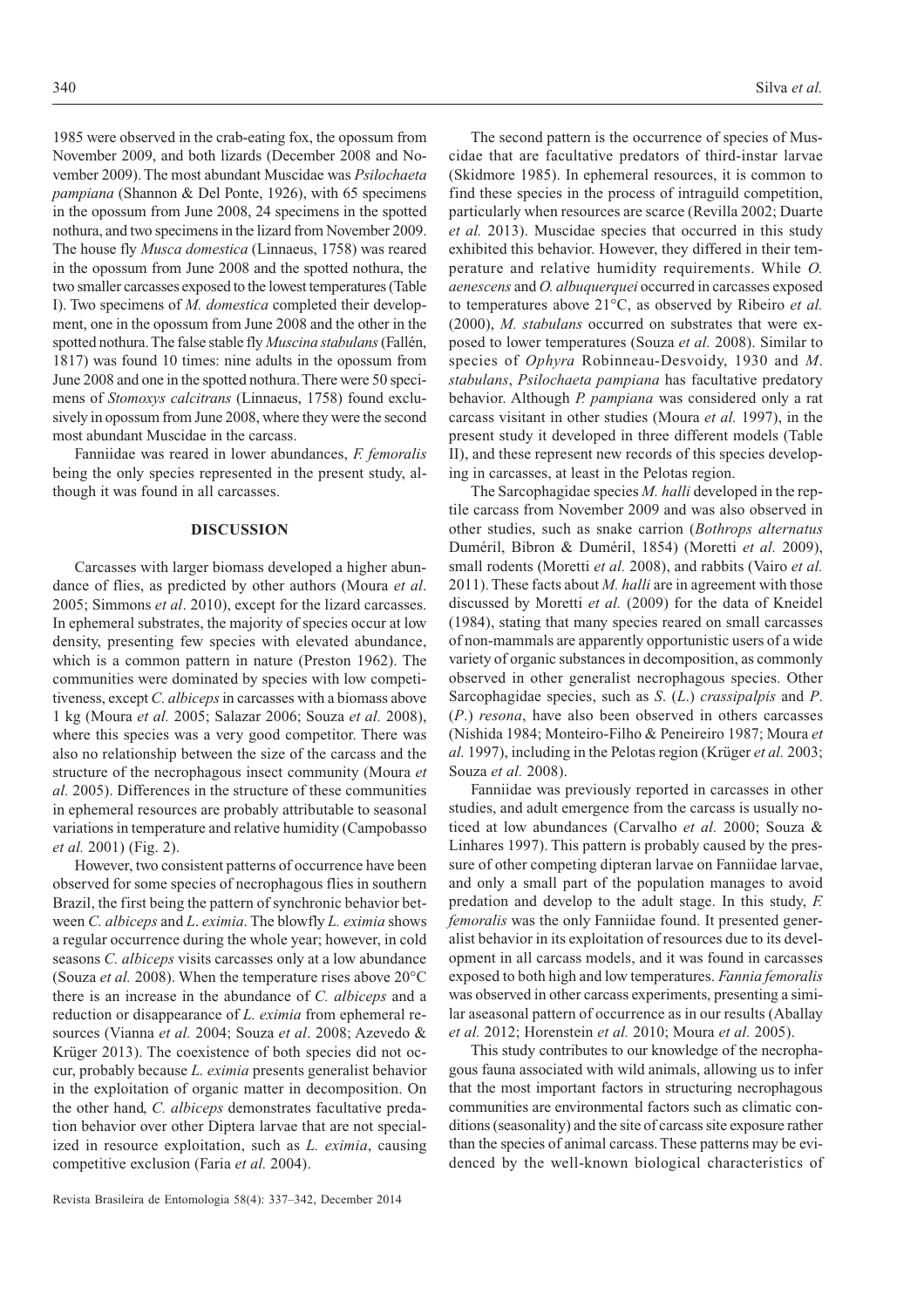1985 were observed in the crab-eating fox, the opossum from November 2009, and both lizards (December 2008 and November 2009). The most abundant Muscidae was *Psilochaeta pampiana* (Shannon & Del Ponte, 1926), with 65 specimens in the opossum from June 2008, 24 specimens in the spotted nothura, and two specimens in the lizard from November 2009. The house fly *Musca domestica* (Linnaeus, 1758) was reared in the opossum from June 2008 and the spotted nothura, the two smaller carcasses exposed to the lowest temperatures (Table I). Two specimens of *M. domestica* completed their development, one in the opossum from June 2008 and the other in the spotted nothura. The false stable fly *Muscina stabulans* (Fallén, 1817) was found 10 times: nine adults in the opossum from June 2008 and one in the spotted nothura. There were 50 specimens of *Stomoxys calcitrans* (Linnaeus, 1758) found exclusively in opossum from June 2008, where they were the second most abundant Muscidae in the carcass.

Fanniidae was reared in lower abundances, *F. femoralis* being the only species represented in the present study, although it was found in all carcasses.

## DISCUSSION

Carcasses with larger biomass developed a higher abundance of flies, as predicted by other authors (Moura *et al*. 2005; Simmons *et al*. 2010), except for the lizard carcasses. In ephemeral substrates, the majority of species occur at low density, presenting few species with elevated abundance, which is a common pattern in nature (Preston 1962). The communities were dominated by species with low competitiveness, except *C. albiceps* in carcasses with a biomass above 1 kg (Moura *et al.* 2005; Salazar 2006; Souza *et al.* 2008), where this species was a very good competitor. There was also no relationship between the size of the carcass and the structure of the necrophagous insect community (Moura *et al.* 2005). Differences in the structure of these communities in ephemeral resources are probably attributable to seasonal variations in temperature and relative humidity (Campobasso *et al.* 2001) (Fig. 2).

However, two consistent patterns of occurrence have been observed for some species of necrophagous flies in southern Brazil, the first being the pattern of synchronic behavior between *C. albiceps* and *L. eximia*. The blowfly *L. eximia* shows a regular occurrence during the whole year; however, in cold seasons *C. albiceps* visits carcasses only at a low abundance (Souza *et al.* 2008). When the temperature rises above 20°C there is an increase in the abundance of *C. albiceps* and a reduction or disappearance of *L. eximia* from ephemeral resources (Vianna *et al.* 2004; Souza *et al*. 2008; Azevedo & Krüger 2013). The coexistence of both species did not occur, probably because *L. eximia* presents generalist behavior in the exploitation of organic matter in decomposition. On the other hand, *C. albiceps* demonstrates facultative predation behavior over other Diptera larvae that are not specialized in resource exploitation, such as *L. eximia*, causing competitive exclusion (Faria *et al.* 2004).

The second pattern is the occurrence of species of Muscidae that are facultative predators of third-instar larvae (Skidmore 1985). In ephemeral resources, it is common to find these species in the process of intraguild competition, particularly when resources are scarce (Revilla 2002; Duarte *et al.* 2013). Muscidae species that occurred in this study exhibited this behavior. However, they differed in their temperature and relative humidity requirements. While *O. aenescens* and *O. albuquerquei* occurred in carcasses exposed to temperatures above 21°C, as observed by Ribeiro *et al.* (2000), *M. stabulans* occurred on substrates that were exposed to lower temperatures (Souza *et al.* 2008). Similar to species of *Ophyra* Robineau-Desvoidy, 1930 and *M. stabulans*, *Psilochaeta pampiana* has facultative predatory behavior. Although *P. pampiana* was considered only a rat carcass visitant in other studies (Moura *et al.* 1997), in the present study it developed in three different models (Table II), and these represent new records of this species developing in carcasses, at least in the Pelotas region.

The Sarcophagidae species *M. halli* developed in the reptile carcass from November 2009 and was also observed in other studies, such as snake carrion (*Bothrops alternatus* Duméril, Bibron & Duméril, 1854) (Moretti *et al.* 2009), small rodents (Moretti *et al.* 2008), and rabbits (Vairo *et al.* 2011). These facts about *M. halli* are in agreement with those discussed by Moretti *et al.* (2009) for the data of Kneidel (1984), stating that many species reared on small carcasses of non-mammals are apparently opportunistic users of a wide variety of organic substances in decomposition, as commonly observed in other generalist necrophagous species. Other Sarcophagidae species, such as *S.* (*L.*) *crassipalpis* and *P.* (*P.*) *resona*, have also been observed in others carcasses (Nishida 1984; Monteiro-Filho & Peneireiro 1987; Moura *et al.* 1997), including in the Pelotas region (Krüger *et al.* 2003; Souza *et al.* 2008).

Fanniidae was previously reported in carcasses in other studies, and adult emergence from the carcass is usually noticed at low abundances (Carvalho *et al.* 2000; Souza & Linhares 1997). This pattern is probably caused by the pressure of other competing dipteran larvae on Fanniidae larvae, and only a small part of the population manages to avoid predation and develop to the adult stage. In this study, *F. femoralis* was the only Fanniidae found. It presented generalist behavior in its exploitation of resources due to its development in all carcass models, and it was found in carcasses exposed to both high and low temperatures. *Fannia femoralis* was observed in other carcass experiments, presenting a similar aseasonal pattern of occurrence as in our results (Aballay *et al.* 2012; Horenstein *et al.* 2010; Moura *et al.* 2005).

This study contributes to our knowledge of the necrophagous fauna associated with wild animals, allowing us to infer that the most important factors in structuring necrophagous communities are environmental factors such as climatic conditions (seasonality) and the site of carcass site exposure rather than the species of animal carcass. These patterns may be evidenced by the well-known biological characteristics of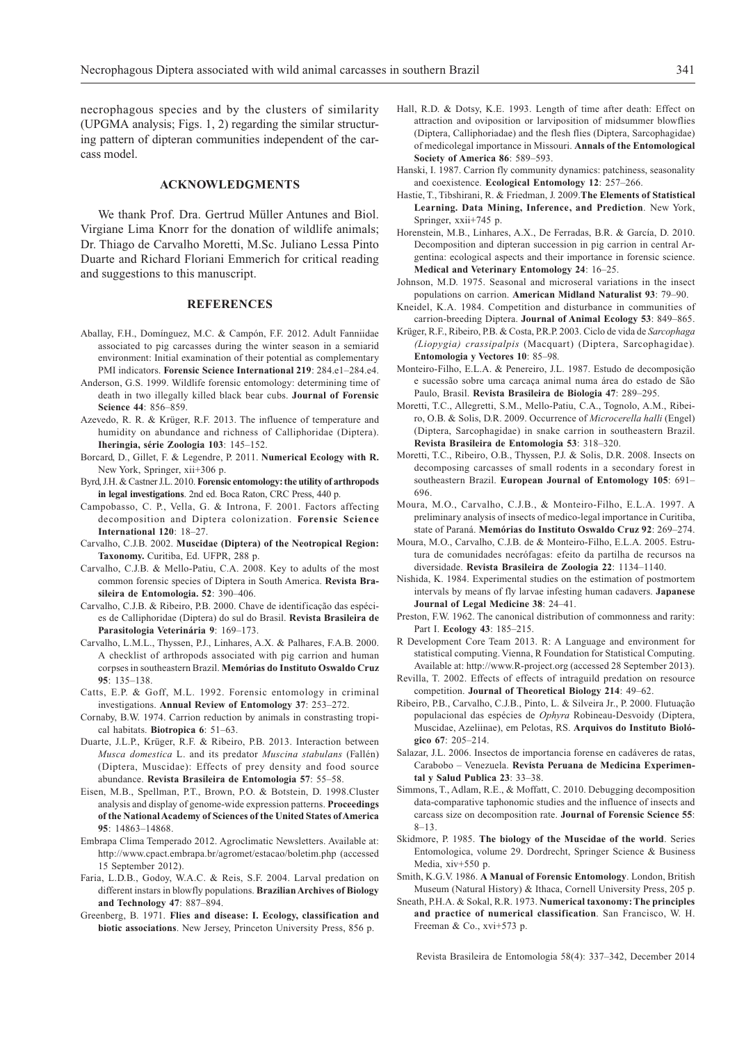necrophagous species and by the clusters of similarity (UPGMA analysis; Figs. 1, 2) regarding the similar structuring pattern of dipteran communities independent of the carcass model.

## ACKNOWLEDGMENTS

We thank Prof. Dra. Gertrud Müller Antunes and Biol. Virgiane Lima Knorr for the donation of wildlife animals; Dr. Thiago de Carvalho Moretti, M.Sc. Juliano Lessa Pinto Duarte and Richard Floriani Emmerich for critical reading and suggestions to this manuscript.

## REFERENCES

Aballay, F.H., Domínguez, M.C. & Campón, F.F. 2012. Adult Fanniidae associated to pig carcasses during the winter season in a semiarid environment: Initial examination of their potential as complementary PMI indicators. **Forensic Science International 219**: 284.e1–284.e4.

Anderson, G.S. 1999. Wildlife forensic entomology: determining time of death in two illegally killed black bear cubs. **Journal of Forensic Science 44**: 856–859.

Azevedo, R. R. & Krüger, R.F. 2013. The influence of temperature and humidity on abundance and richness of Calliphoridae (Diptera). **Iheringia, série Zoologia 103**: 145–152.

Borcard, D., Gillet, F. & Legendre, P. 2011. **Numerical Ecology with R.** New York, Springer, xii+306 p.

Byrd, J.H. & Castner J.L. 2010. **Forensic entomology: the utility of arthropods in legal investigations**. 2nd ed. Boca Raton, CRC Press, 440 p.

Campobasso, C. P., Vella, G. & Introna, F. 2001. Factors affecting decomposition and Diptera colonization. **Forensic Science International 120**: 18–27.

Carvalho, C.J.B. 2002. **Muscidae (Diptera) of the Neotropical Region: Taxonomy.** Curitiba, Ed. UFPR, 288 p.

Carvalho, C.J.B. & Mello-Patiu, C.A. 2008. Key to adults of the most common forensic species of Diptera in South America. **Revista Brasileira de Entomologia. 52**: 390–406.

Carvalho, C.J.B. & Ribeiro, P.B. 2000. Chave de identificação das espécies de Calliphoridae (Diptera) do sul do Brasil. **Revista Brasileira de Parasitologia Veterinária 9**: 169–173.

Carvalho, L.M.L., Thyssen, P.J., Linhares, A.X. & Palhares, F.A.B. 2000. A checklist of arthropods associated with pig carrion and human corpses in southeastern Brazil. **Memórias do Instituto Oswaldo Cruz 95**: 135–138.

Catts, E.P. & Goff, M.L. 1992. Forensic entomology in criminal investigations. **Annual Review of Entomology 37**: 253–272.

Cornaby, B.W. 1974. Carrion reduction by animals in contrasting tropical habitats. **Biotropica 6**: 51–63.

Duarte, J.L.P., Krüger, R.F. & Ribeiro, P.B. 2013. Interaction between *Musca domestica* L. and its predator *Muscina stabulans* (Fallén) (Diptera, Muscidae): Effects of prey density and food source abundance. **Revista Brasileira de Entomologia 57**: 55–58.

Eisen, M.B., Spellman, P.T., Brown, P.O. & Botstein, D. 1998.Cluster analysis and display of genome-wide expression patterns. **Proceedings of the National Academy of Sciences of the United States of America 95**: 14863–14868.

Embrapa Clima Temperado 2012. Agroclimatic Newsletters. Available at: http://www.cpact.embrapa.br/agromet/estacao/boletim.php (accessed 15 September 2012).

Faria, L.D.B., Godoy, W.A.C. & Reis, S.F. 2004. Larval predation on different instars in blowfly populations. **Brazilian Archives of Biology and Technology 47**: 887–894.

Greenberg, B. 1971. **Flies and disease: I. Ecology, classification and biotic associations**. New Jersey, Princeton University Press, 856 p.

Hall, R.D. & Dotsy, K.E. 1993. Length of time after death: Effect on attraction and oviposition or larviposition of midsummer blowflies (Diptera, Calliphoriadae) and the flesh flies (Diptera, Sarcophagidae) of medicolegal importance in Missouri. **Annals of the Entomological Society of America 86**: 589–593.

Hanski, I. 1987. Carrion fly community dynamics: patchiness, seasonality and coexistence. **Ecological Entomology 12**: 257–266.

Hastie, T., Tibshirani, R. & Friedman, J. 2009.**The Elements of Statistical Learning. Data Mining, Inference, and Prediction**. New York, Springer, xxii+745 p.

Horenstein, M.B., Linhares, A.X., De Ferradas, B.R. & García, D. 2010. Decomposition and dipteran succession in pig carrion in central Argentina: ecological aspects and their importance in forensic science. **Medical and Veterinary Entomology 24**: 16–25.

Johnson, M.D. 1975. Seasonal and microseral variations in the insect populations on carrion. **American Midland Naturalist 93**: 79–90.

Kneidel, K.A. 1984. Competition and disturbance in communities of carrion-breeding Diptera. **Journal of Animal Ecology 53**: 849–865.

Krüger, R.F., Ribeiro, P.B. & Costa, P.R.P. 2003. Ciclo de vida de *Sarcophaga (Liopygia) crassipalpis* (Macquart) (Diptera, Sarcophagidae). **Entomologia y Vectores 10**: 85–98.

Monteiro-Filho, E.L.A. & Penereiro, J.L. 1987. Estudo de decomposição e sucessão sobre uma carcaça animal numa área do estado de São Paulo, Brasil. **Revista Brasileira de Biologia 47**: 289–295.

Moretti, T.C., Allegretti, S.M., Mello-Patiu, C.A., Tognolo, A.M., Ribeiro, O.B. & Solis, D.R. 2009. Occurrence of *Microcerella halli* (Engel) (Diptera, Sarcophagidae) in snake carrion in southeastern Brazil. **Revista Brasileira de Entomologia 53**: 318–320.

Moretti, T.C., Ribeiro, O.B., Thyssen, P.J. & Solis, D.R. 2008. Insects on decomposing carcasses of small rodents in a secondary forest in southeastern Brazil. **European Journal of Entomology 105**: 691–696.

Moura, M.O., Carvalho, C.J.B., & Monteiro-Filho, E.L.A. 1997. A preliminary analysis of insects of medico-legal importance in Curitiba, state of Paraná. **Memórias do Instituto Oswaldo Cruz 92**: 269–274.

Moura, M.O., Carvalho, C.J.B. de & Monteiro-Filho, E.L.A. 2005. Estrutura de comunidades necrófagas: efeito da partilha de recursos na diversidade. **Revista Brasileira de Zoologia 22**: 1134–1140.

Nishida, K. 1984. Experimental studies on the estimation of postmortem intervals by means of fly larvae infesting human cadavers. **Japanese Journal of Legal Medicine 38**: 24–41.

Preston, F.W. 1962. The canonical distribution of commonness and rarity: Part I. **Ecology 43**: 185–215.

R Development Core Team 2013. R: A Language and environment for statistical computing. Vienna, R Foundation for Statistical Computing. Available at: http://www.R-project.org (accessed 28 September 2013).

Revilla, T. 2002. Effects of effects of intraguild predation on resource competition. **Journal of Theoretical Biology 214**: 49–62.

Ribeiro, P.B., Carvalho, C.J.B., Pinto, L. & Silveira Jr., P. 2000. Flutuação populacional das espécies de *Ophyra* Robineau-Desvoidy (Diptera, Muscidae, Azeliinae), em Pelotas, RS. **Arquivos do Instituto Biológico 67**: 205–214.

Salazar, J.L. 2006. Insectos de importancia forense en cadáveres de ratas, Carabobo – Venezuela. **Revista Peruana de Medicina Experimental y Salud Publica 23**: 33–38.

Simmons, T., Adlam, R.E., & Moffatt, C. 2010. Debugging decomposition data-comparative taphonomic studies and the influence of insects and carcass size on decomposition rate. **Journal of Forensic Science 55**: 8–13.

Skidmore, P. 1985. **The biology of the Muscidae of the world**. Series Entomologica, volume 29. Dordrecht, Springer Science & Business Media, xiv+550 p.

Smith, K.G.V. 1986. **A Manual of Forensic Entomology**. London, British Museum (Natural History) & Ithaca, Cornell University Press, 205 p.

Sneath, P.H.A. & Sokal, R.R. 1973. **Numerical taxonomy: The principles and practice of numerical classification**. San Francisco, W. H. Freeman & Co., xvi+573 p.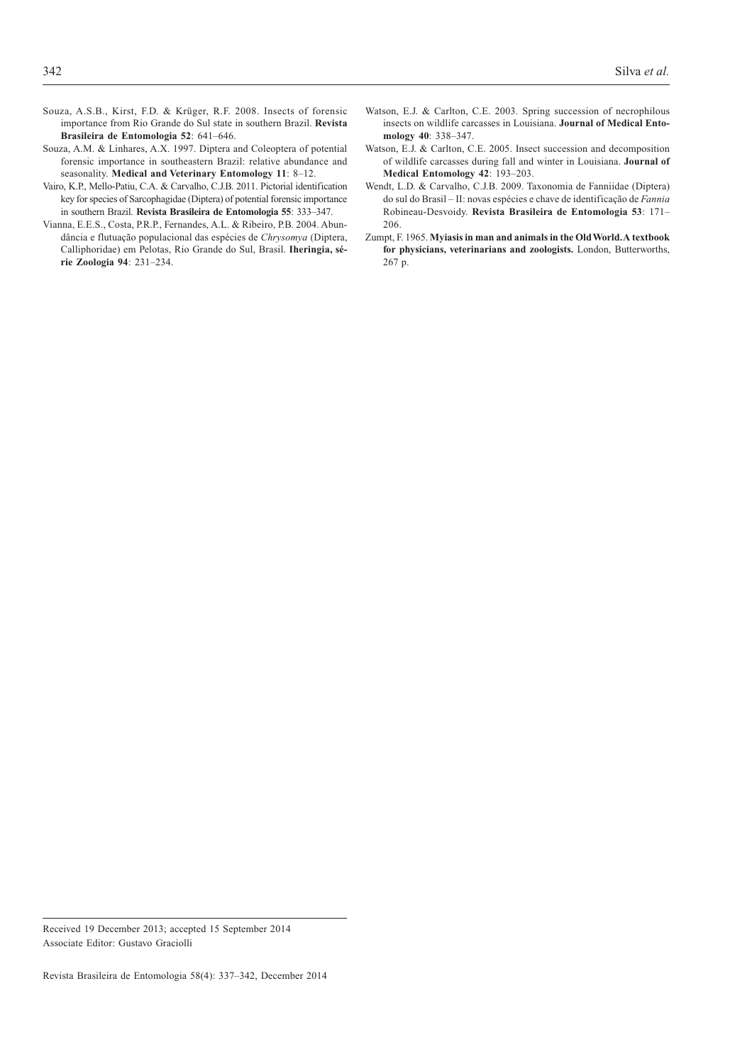Souza, A.S.B., Kirst, F.D. & Krüger, R.F. 2008. Insects of forensic importance from Rio Grande do Sul state in southern Brazil. **Revista Brasileira de Entomologia 52**: 641–646.

Souza, A.M. & Linhares, A.X. 1997. Diptera and Coleoptera of potential forensic importance in southeastern Brazil: relative abundance and seasonality. **Medical and Veterinary Entomology 11**: 8–12.

Vairo, K.P., Mello-Patiu, C.A. & Carvalho, C.J.B. 2011. Pictorial identification key for species of Sarcophagidae (Diptera) of potential forensic importance in southern Brazil. **Revista Brasileira de Entomologia 55**: 333–347.

Vianna, E.E.S., Costa, P.R.P., Fernandes, A.L. & Ribeiro, P.B. 2004. Abundância e flutuação populacional das espécies de *Chrysomya* (Diptera, Calliphoridae) em Pelotas, Rio Grande do Sul, Brasil. **Iheringia, série Zoologia 94**: 231–234.

Watson, E.J. & Carlton, C.E. 2003. Spring succession of necrophilous insects on wildlife carcasses in Louisiana. **Journal of Medical Entomology 40**: 338–347.

Watson, E.J. & Carlton, C.E. 2005. Insect succession and decomposition of wildlife carcasses during fall and winter in Louisiana. **Journal of Medical Entomology 42**: 193–203.

Wendt, L.D. & Carvalho, C.J.B. 2009. Taxonomia de Fanniidae (Diptera) do sul do Brasil – II: novas espécies e chave de identificação de *Fannia* Robineau-Desvoidy. **Revista Brasileira de Entomologia 53**: 171–206.

Zumpt, F. 1965. **Myiasis in man and animals in the Old World. A textbook for physicians, veterinarians and zoologists.** London, Butterworths, 267 p.

Received 19 December 2013; accepted 15 September 2014
Associate Editor: Gustavo Graciolli